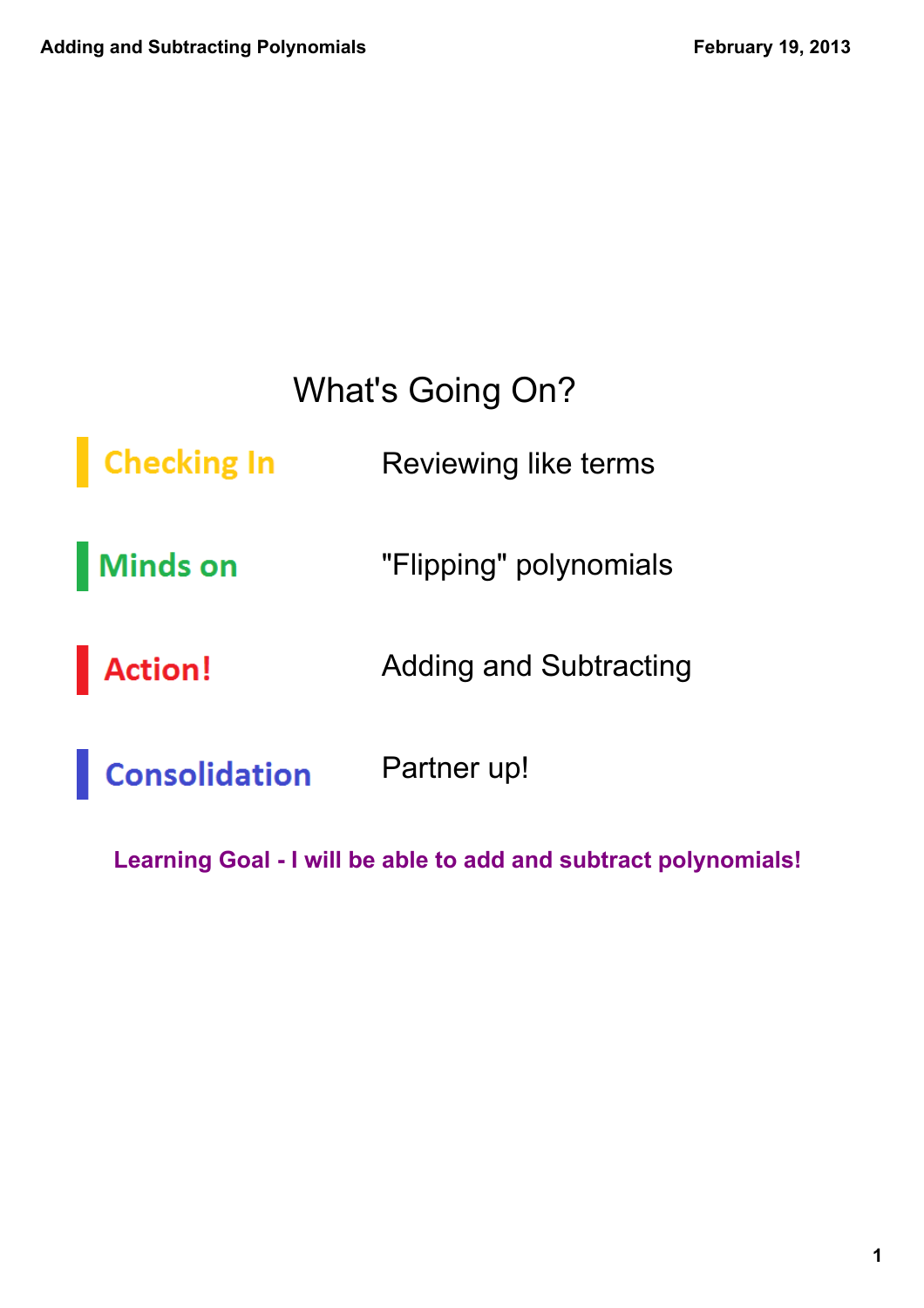# What's Going On?

| | |
|---|---|
| **Checking In** | Reviewing like terms |
| **Minds on** | "Flipping" polynomials |
| **Action!** | Adding and Subtracting |
| **Consolidation** | Partner up! |

**Learning Goal - I will be able to add and subtract polynomials!**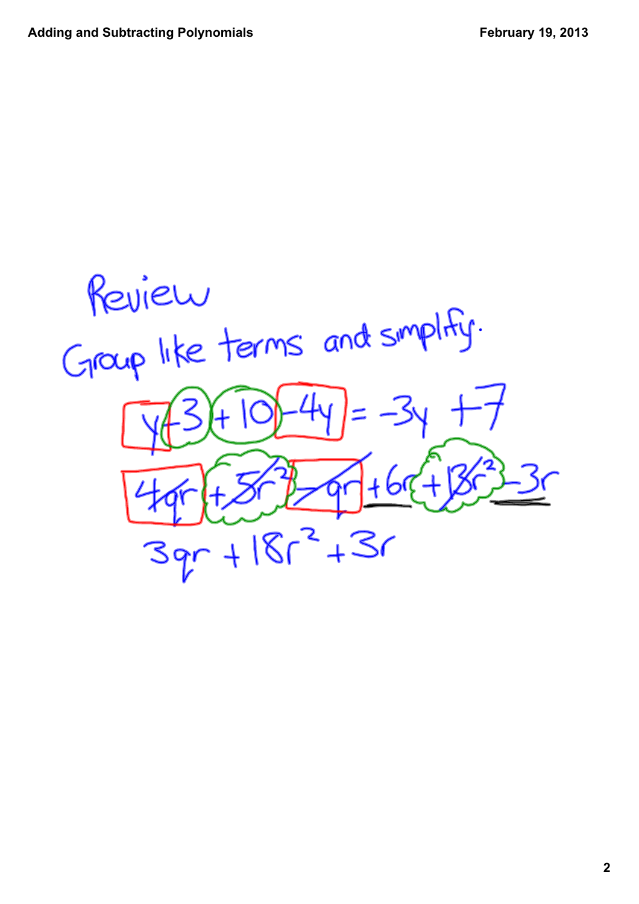Review

Group like terms and simplify.

$$y + 3 + 10 - 4y = -3y + 7$$

$$4qr + 5r^2 - qr + 6r + 13r^2 - 3r$$

$$3qr + 18r^2 + 3r$$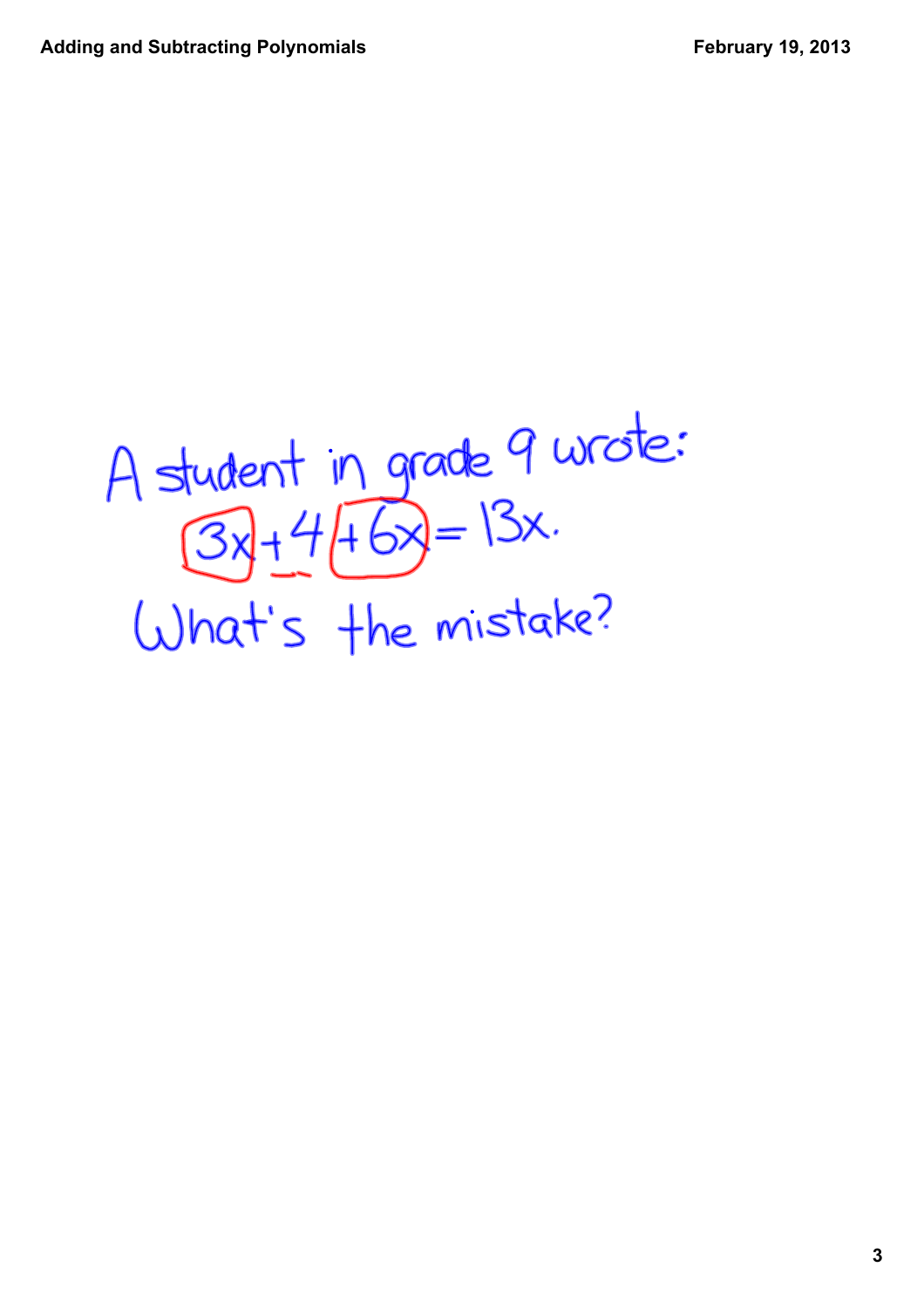A student in grade 9 wrote:

$$3x + 4 + 6x = 13x.$$

What's the mistake?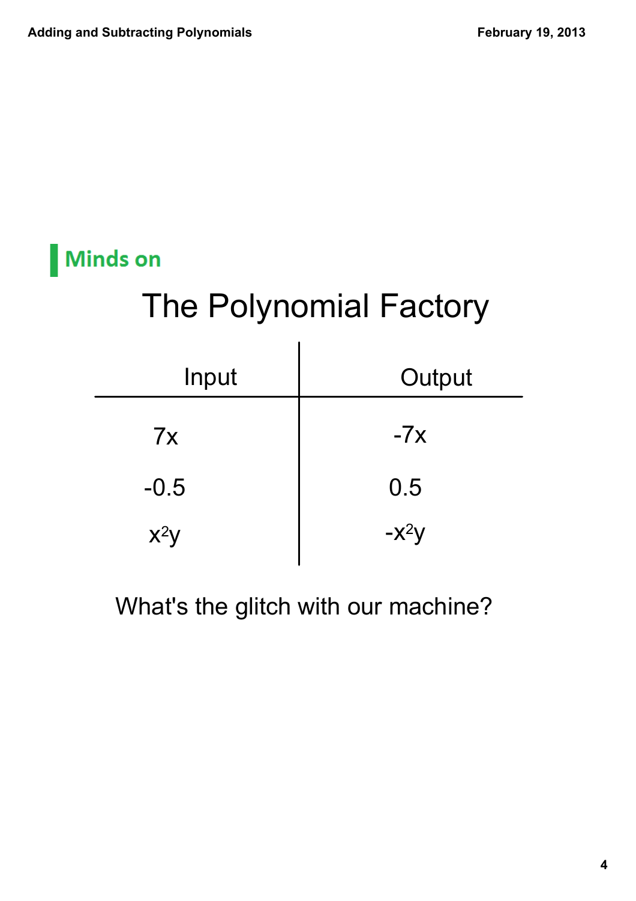## Minds on

# The Polynomial Factory

| Input | Output |
| --- | --- |
| $7x$ | $-7x$ |
| $-0.5$ | $0.5$ |
| $x^2y$ | $-x^2y$ |

What's the glitch with our machine?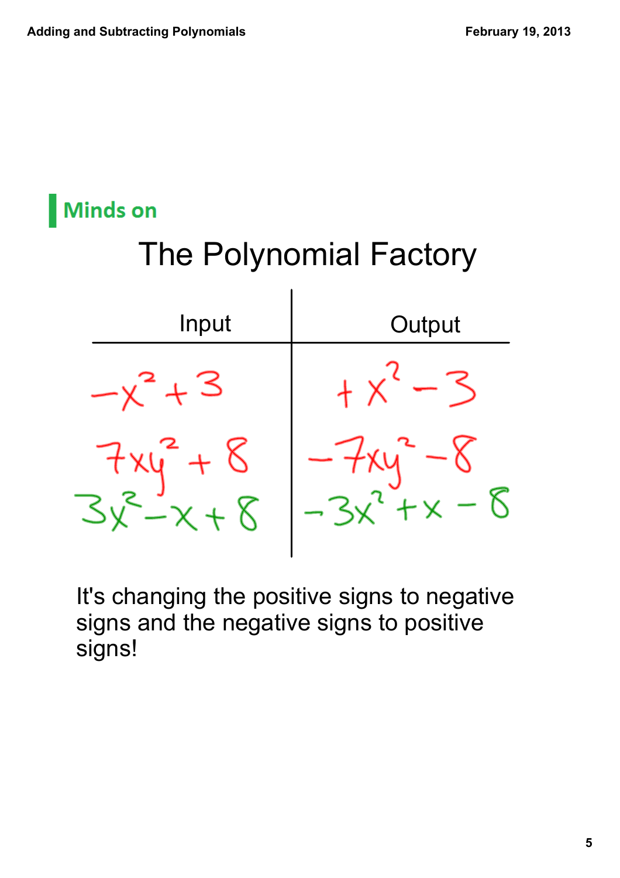## Minds on

# The Polynomial Factory

| Input | Output |
| --- | --- |
| $-x^2+3$ | $+x^2-3$ |
| $7xy^2+8$ | $-7xy^2-8$ |
| $3x^2-x+8$ | $-3x^2+x-8$ |

It's changing the positive signs to negative signs and the negative signs to positive signs!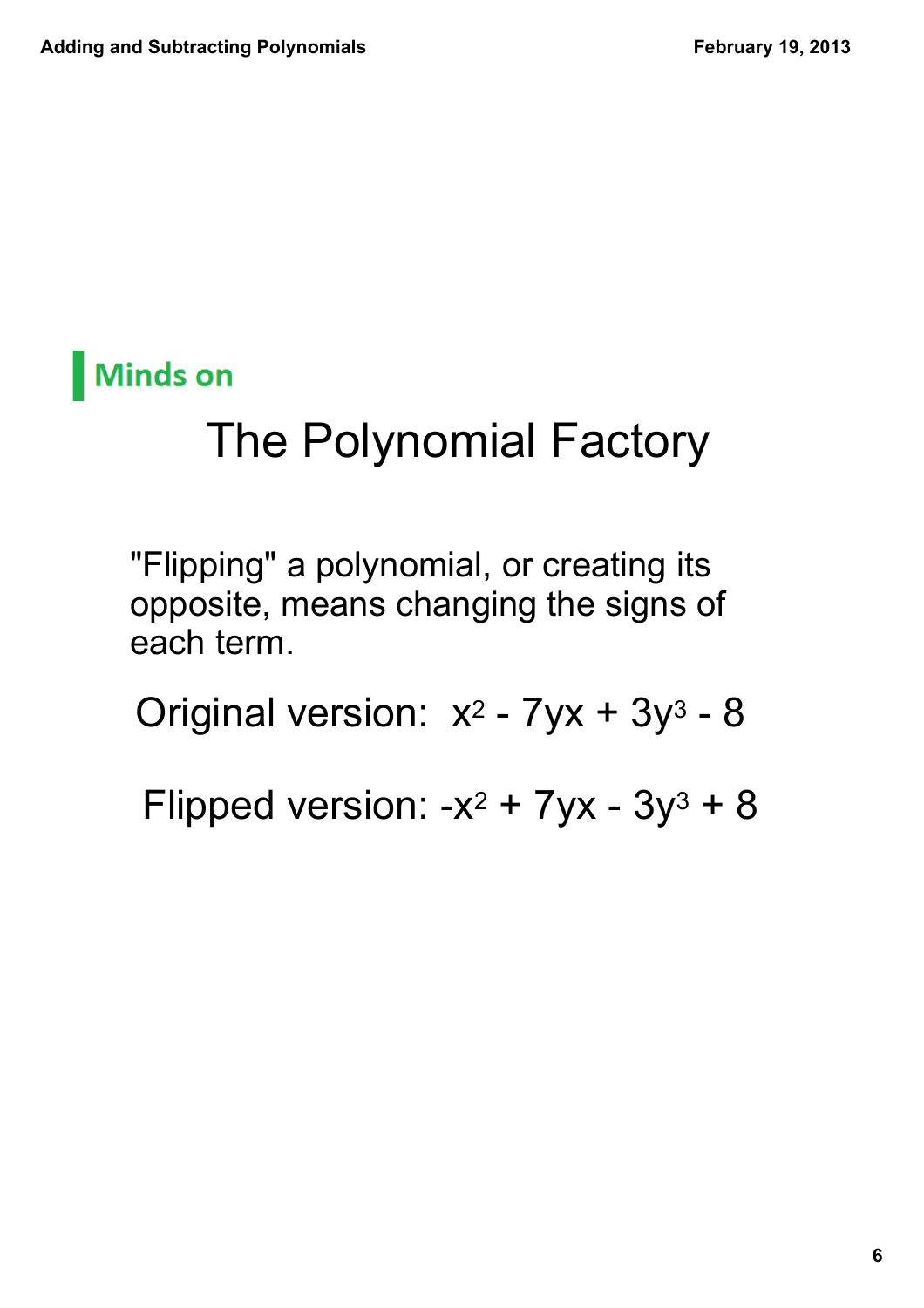## Minds on

# The Polynomial Factory

"Flipping" a polynomial, or creating its opposite, means changing the signs of each term.

Original version: $x^2 - 7yx + 3y^3 - 8$

Flipped version: $-x^2 + 7yx - 3y^3 + 8$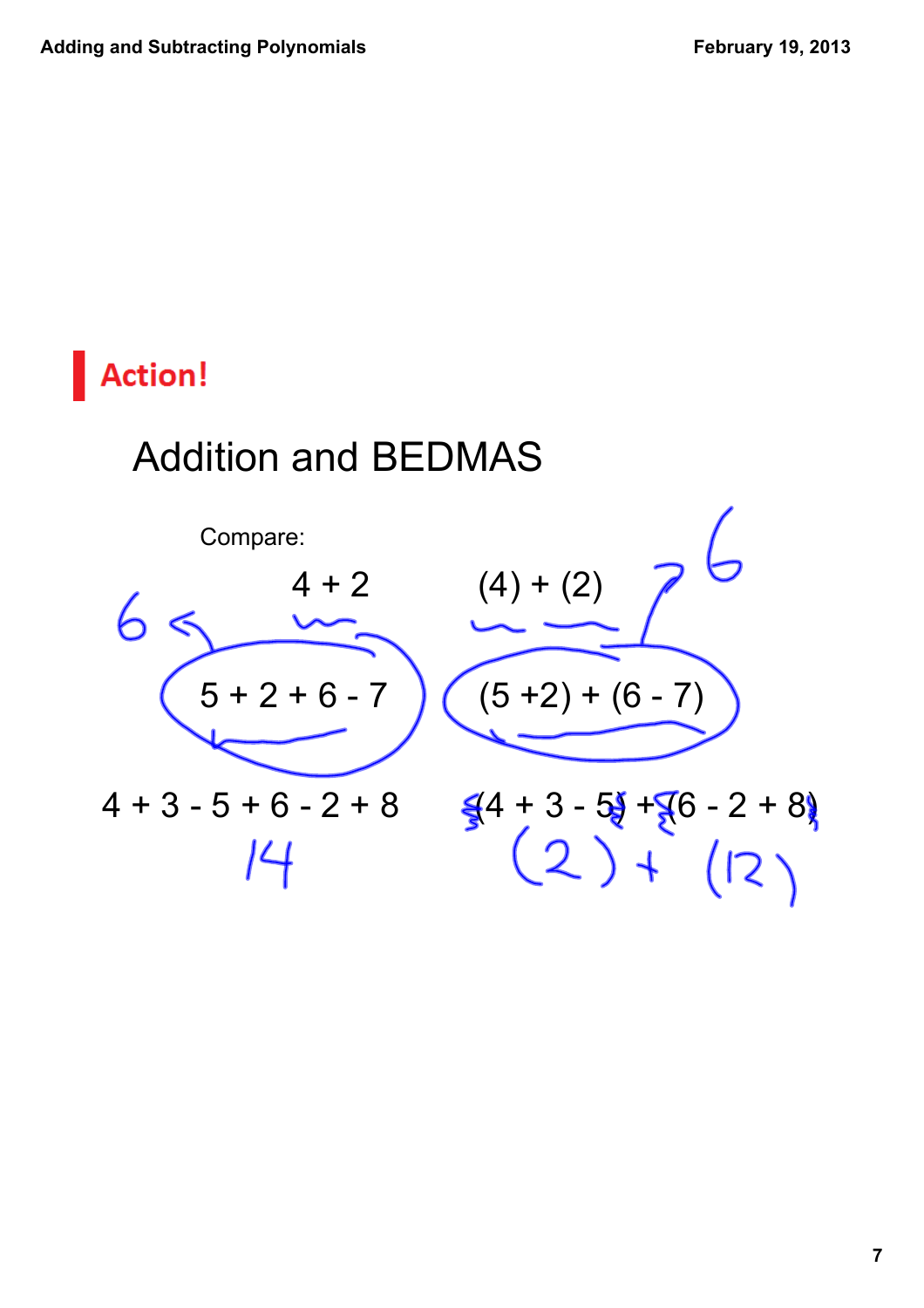## Action!

# Addition and BEDMAS

Compare:

$4 + 2$ &nbsp;&nbsp;&nbsp;&nbsp; $(4) + (2)$

6 &nbsp;&nbsp;&nbsp;&nbsp; 6

$5 + 2 + 6 - 7$ &nbsp;&nbsp;&nbsp;&nbsp; $(5 + 2) + (6 - 7)$

$4 + 3 - 5 + 6 - 2 + 8$ &nbsp;&nbsp;&nbsp;&nbsp; $(4 + 3 - 5) + (6 - 2 + 8)$

14 &nbsp;&nbsp;&nbsp;&nbsp; $(2) + (12)$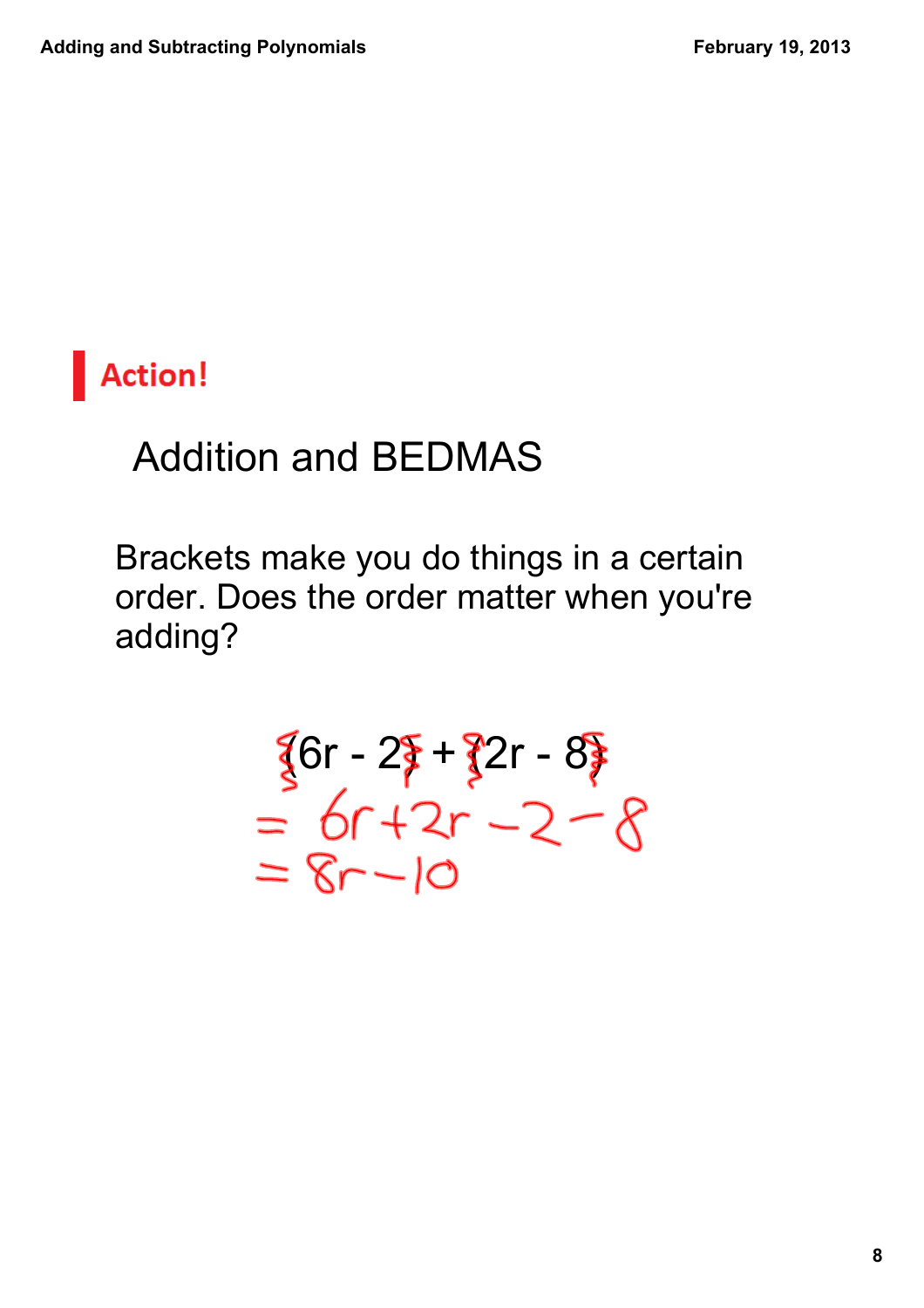## Action!

### Addition and BEDMAS

Brackets make you do things in a certain order. Does the order matter when you're adding?

$$(6r - 2) + (2r - 8)$$

$$= 6r + 2r - 2 - 8$$

$$= 8r - 10$$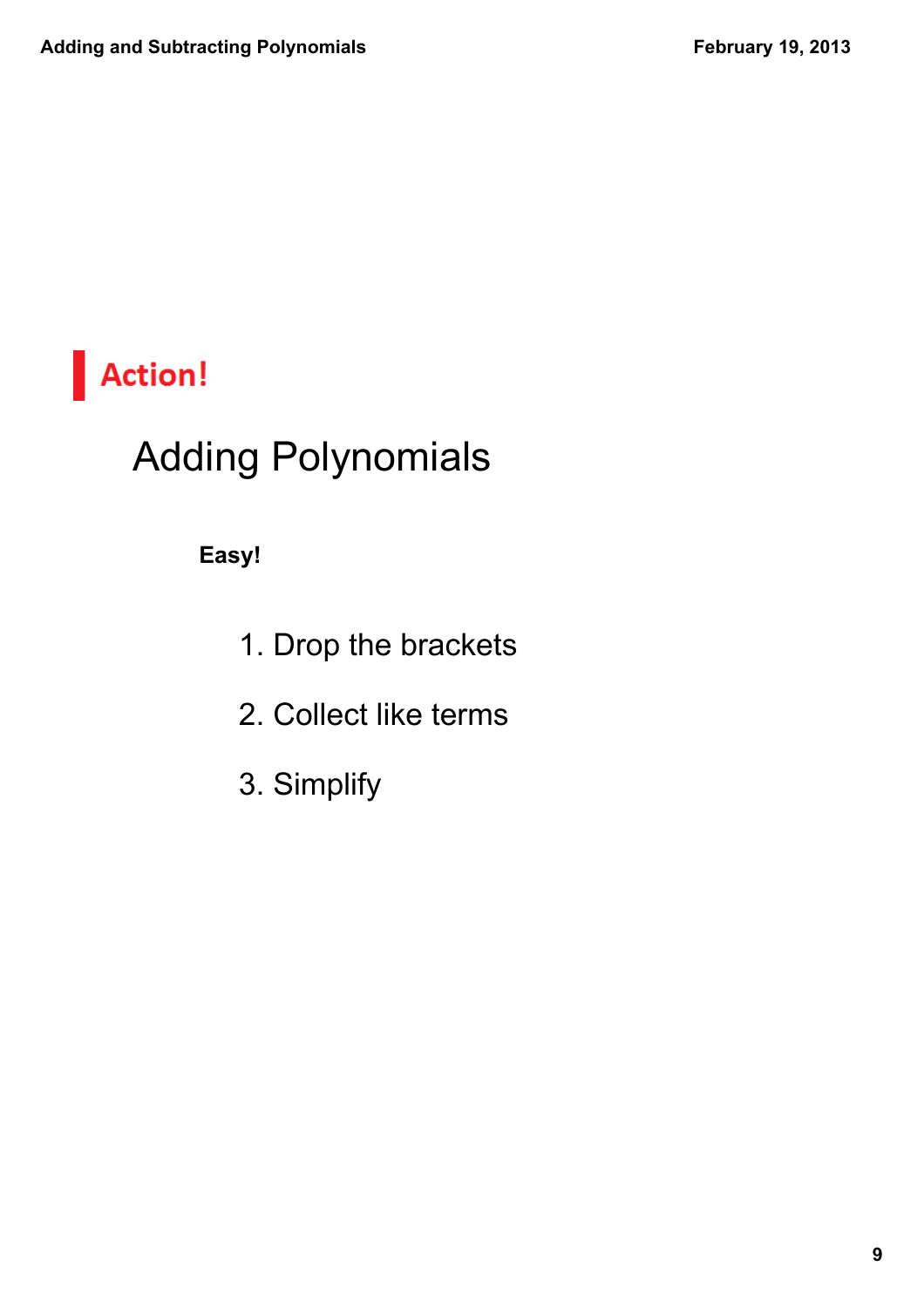**Action!**

# Adding Polynomials

**Easy!**

1. Drop the brackets
2. Collect like terms
3. Simplify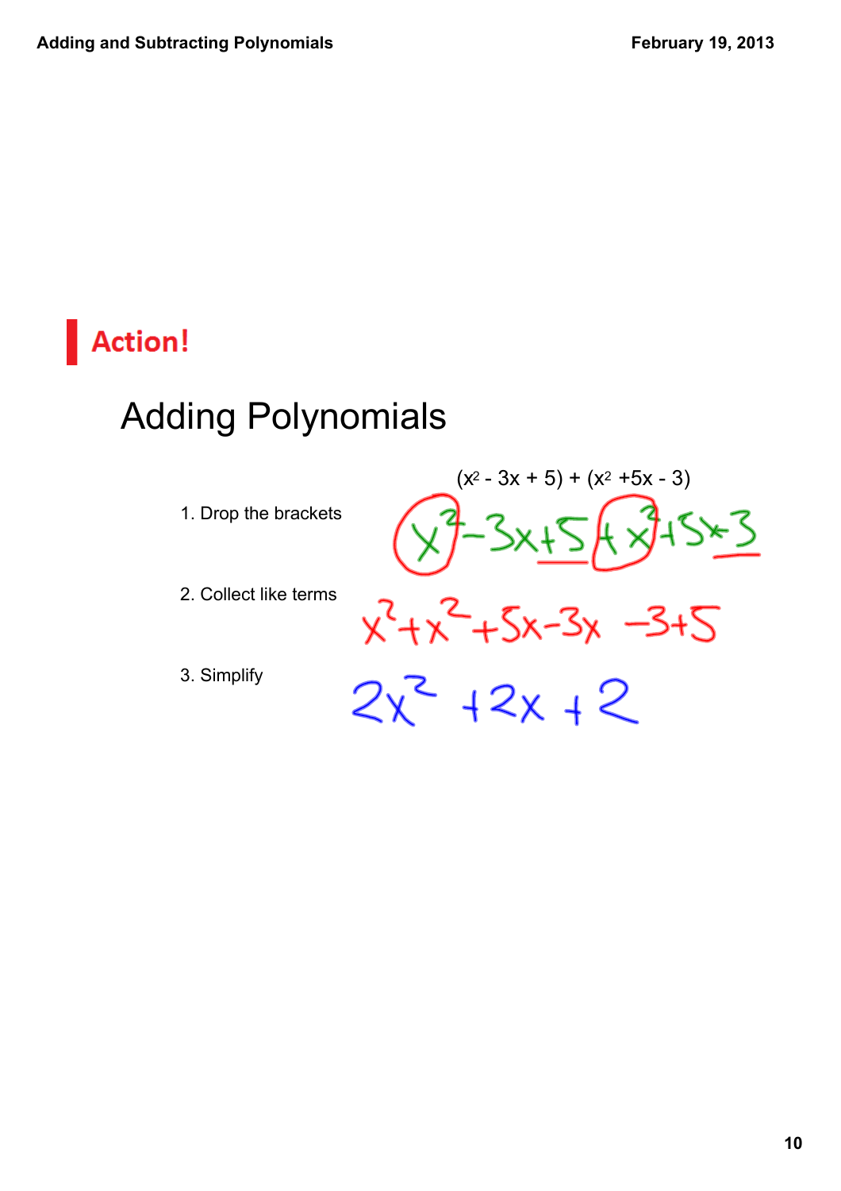## Action!

# Adding Polynomials

$(x^2 - 3x + 5) + (x^2 + 5x - 3)$

1. Drop the brackets $\quad x^2 - 3x + 5 + x^2 + 5x - 3$

2. Collect like terms $\quad x^2 + x^2 + 5x - 3x - 3 + 5$

3. Simplify $\quad 2x^2 + 2x + 2$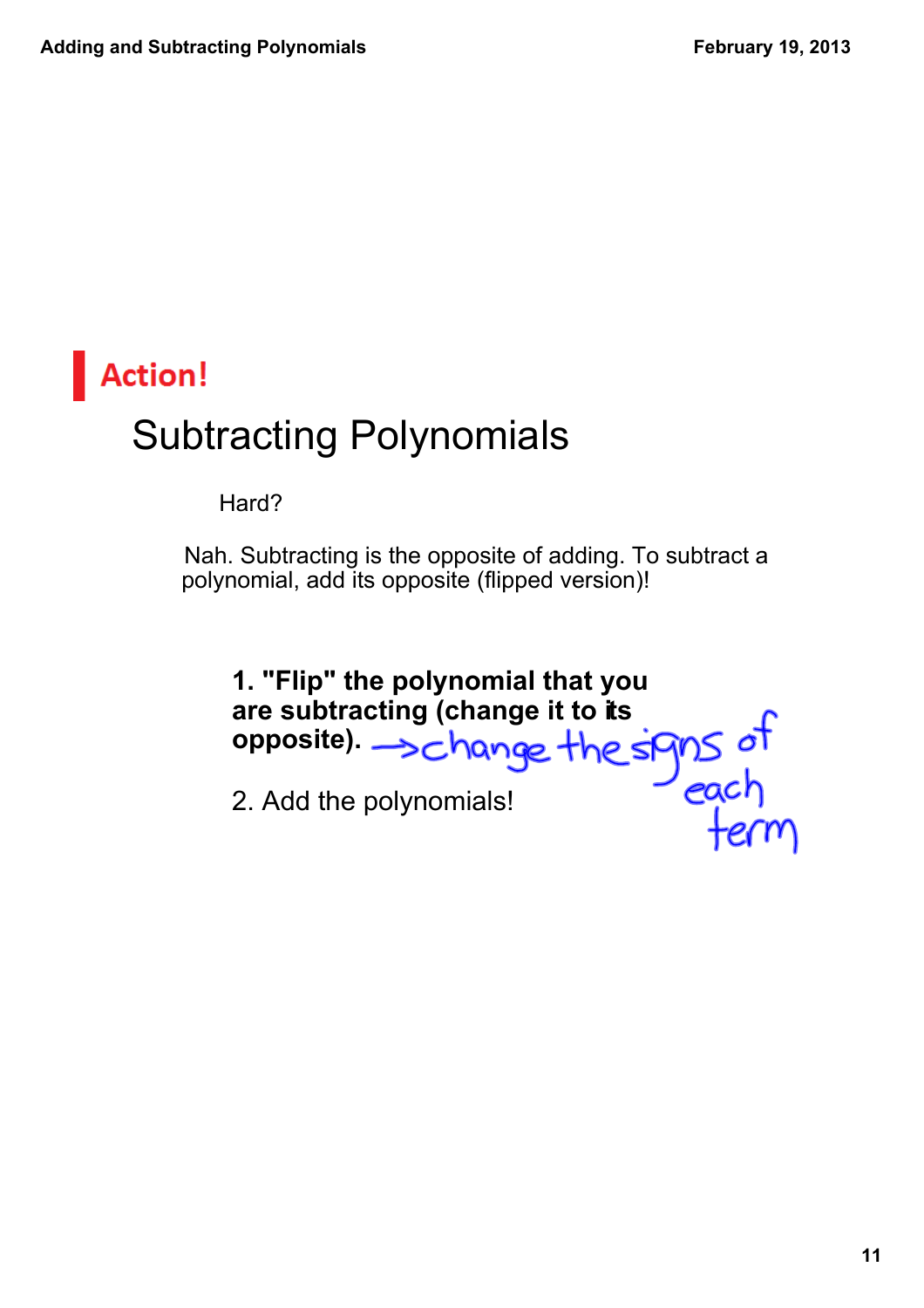## Action!

# Subtracting Polynomials

Hard?

Nah. Subtracting is the opposite of adding. To subtract a polynomial, add its opposite (flipped version)!

**1. "Flip" the polynomial that you are subtracting (change it to its opposite).** → change the signs of each term

2. Add the polynomials!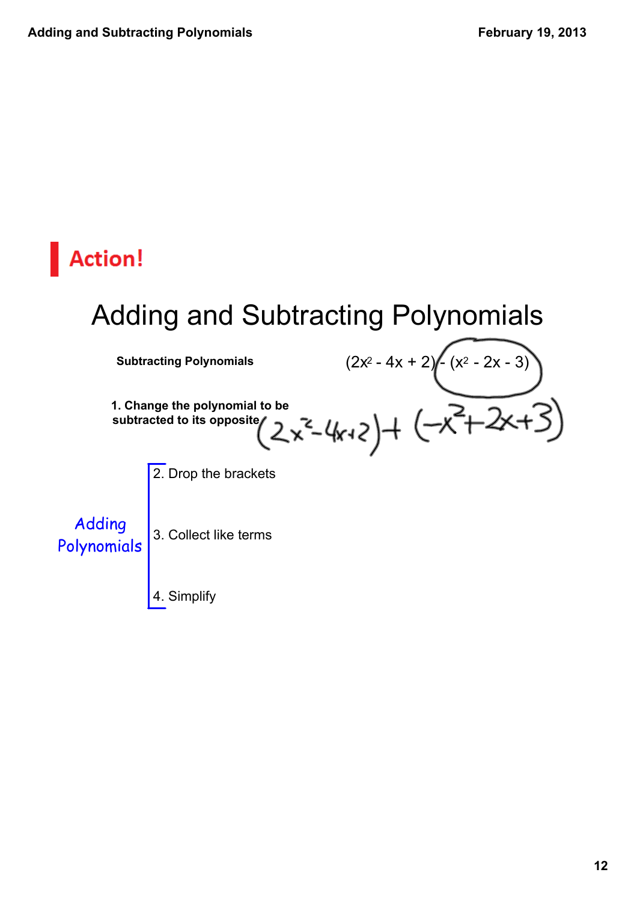## Action!

# Adding and Subtracting Polynomials

**Subtracting Polynomials** $(2x^2 - 4x + 2) - (x^2 - 2x - 3)$

**1. Change the polynomial to be subtracted to its opposite** $(2x^2 - 4x + 2) + (-x^2 + 2x + 3)$

Adding Polynomials

2. Drop the brackets

3. Collect like terms

4. Simplify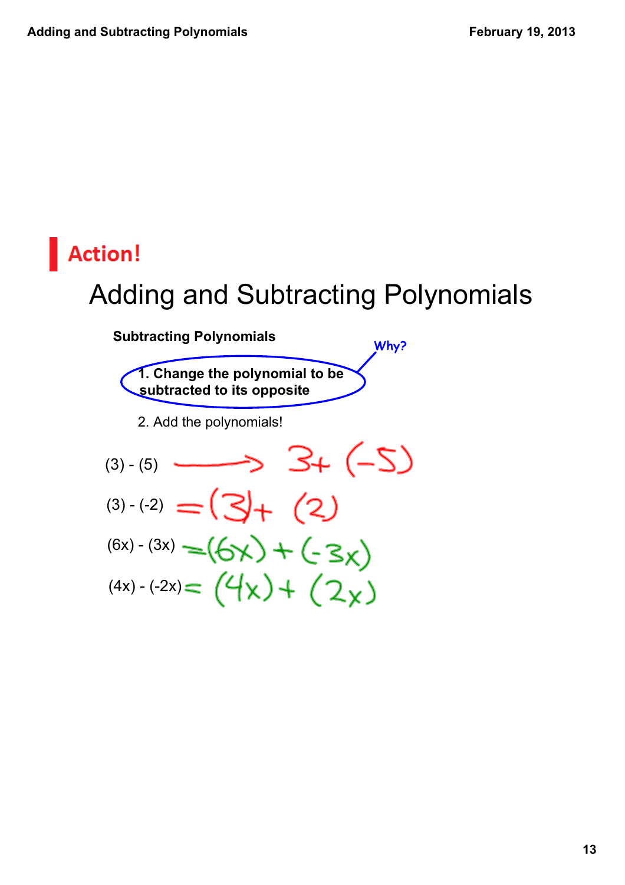**Action!**

# Adding and Subtracting Polynomials

**Subtracting Polynomials**

**1. Change the polynomial to be subtracted to its opposite** — Why?

2. Add the polynomials!

$(3) - (5) \longrightarrow 3 + (-5)$

$(3) - (-2) = (3) + (2)$

$(6x) - (3x) = (6x) + (-3x)$

$(4x) - (-2x) = (4x) + (2x)$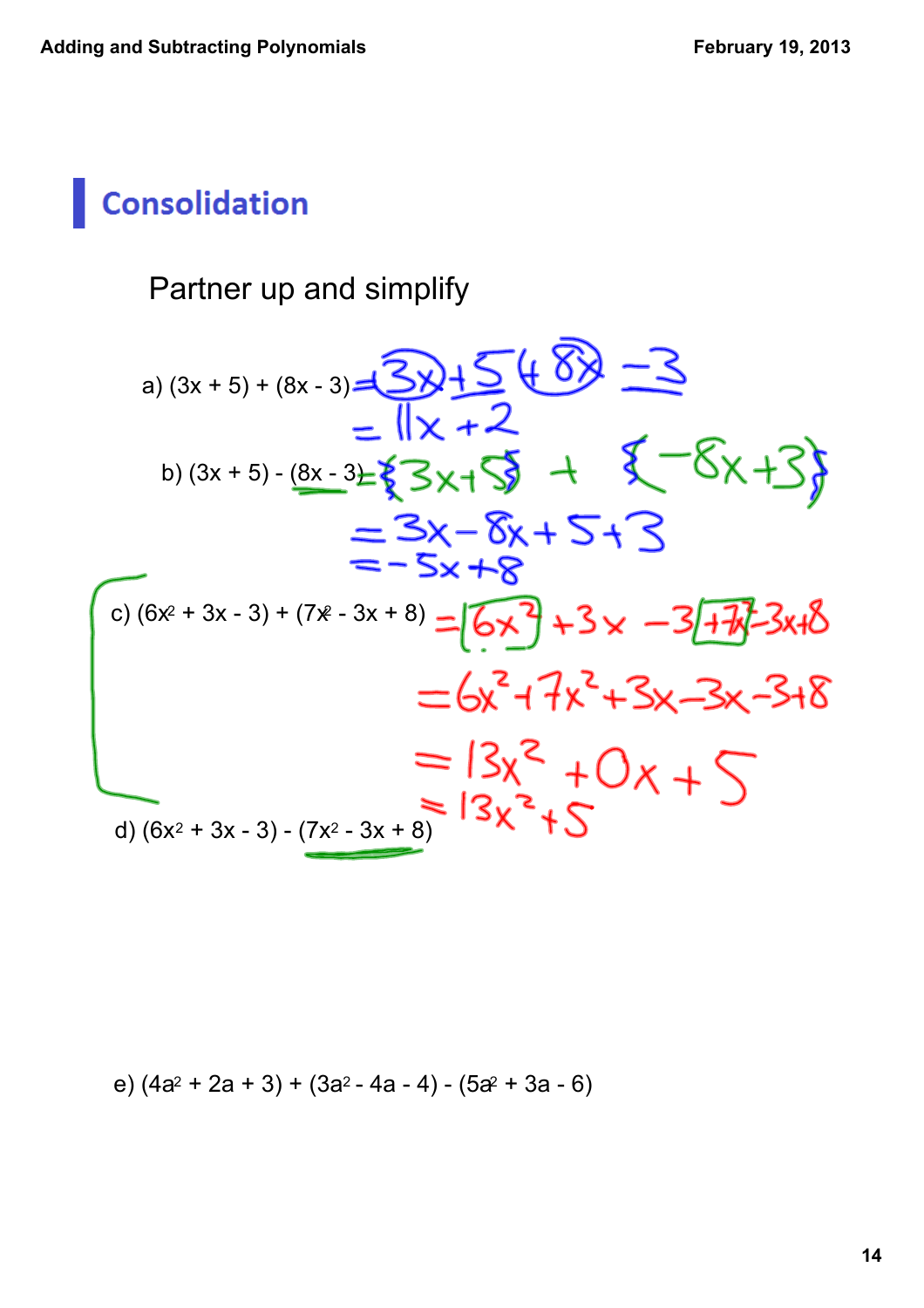## Consolidation

Partner up and simplify

a) $(3x + 5) + (8x - 3) = 3x + 5 + 8x - 3$

$= 11x + 2$

b) $(3x + 5) - (8x - 3) = \{3x + 5\} + \{-8x + 3\}$

$= 3x - 8x + 5 + 3$

$= -5x + 8$

c) $(6x^2 + 3x - 3) + (7x^2 - 3x + 8) = 6x^2 + 3x - 3 + 7x^2 - 3x + 8$

$= 6x^2 + 7x^2 + 3x - 3x - 3 + 8$

$= 13x^2 + 0x + 5$

$= 13x^2 + 5$

d) $(6x^2 + 3x - 3) - (7x^2 - 3x + 8)$

e) $(4a^2 + 2a + 3) + (3a^2 - 4a - 4) - (5a^2 + 3a - 6)$